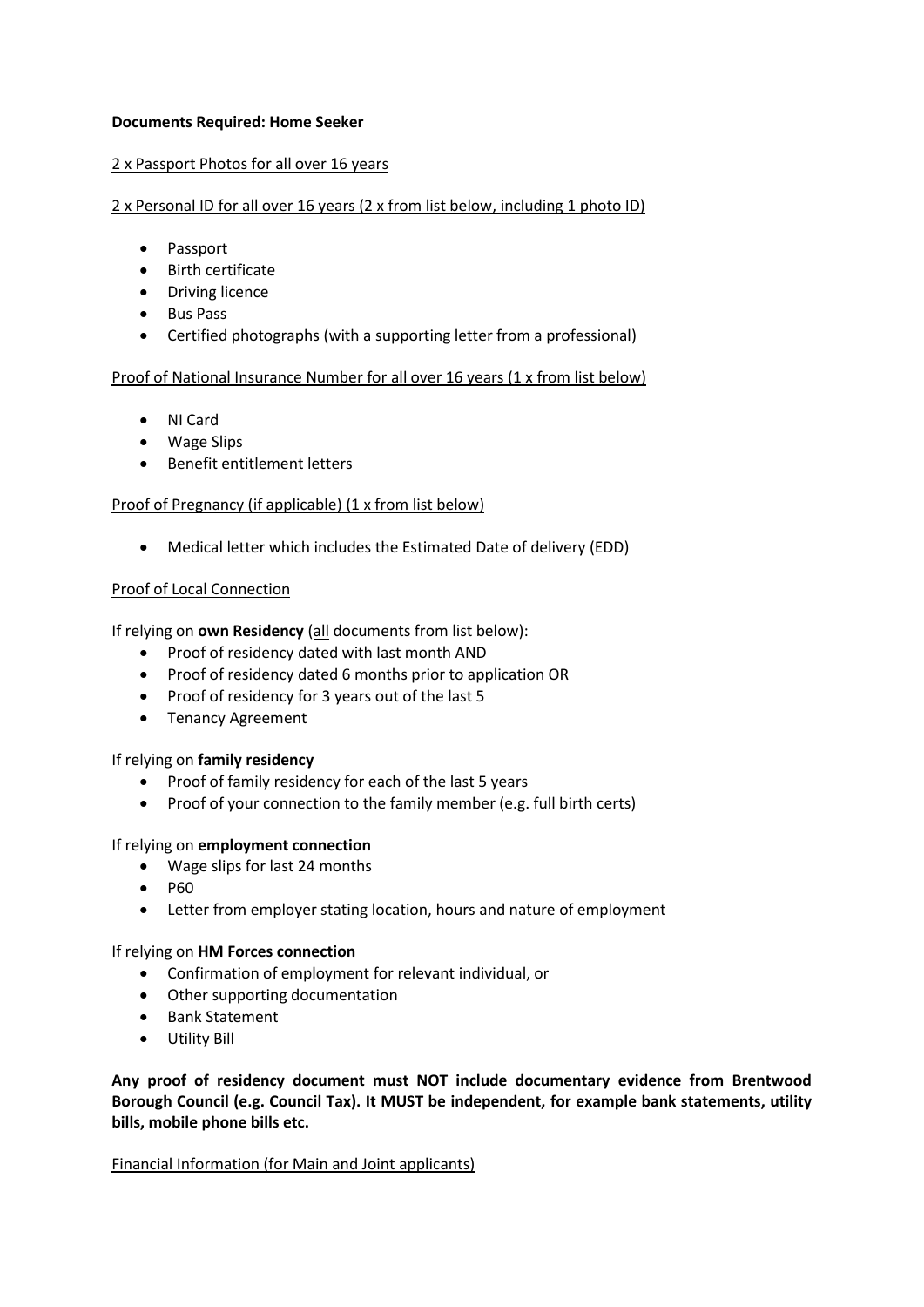**Documents Required: Home Seeker**

<u>2 x Passport Photos for all over 16 years</u>

<u>2 x Personal ID for all over 16 years (2 x from list below, including 1 photo ID)</u>

- Passport
- Birth certificate
- Driving licence
- Bus Pass
- Certified photographs (with a supporting letter from a professional)

<u>Proof of National Insurance Number for all over 16 years (1 x from list below)</u>

- NI Card
- Wage Slips
- Benefit entitlement letters

<u>Proof of Pregnancy (if applicable) (1 x from list below)</u>

- Medical letter which includes the Estimated Date of delivery (EDD)

<u>Proof of Local Connection</u>

If relying on **own Residency** (<u>all</u> documents from list below):

- Proof of residency dated with last month AND
- Proof of residency dated 6 months prior to application OR
- Proof of residency for 3 years out of the last 5
- Tenancy Agreement

If relying on **family residency**

- Proof of family residency for each of the last 5 years
- Proof of your connection to the family member (e.g. full birth certs)

If relying on **employment connection**

- Wage slips for last 24 months
- P60
- Letter from employer stating location, hours and nature of employment

If relying on **HM Forces connection**

- Confirmation of employment for relevant individual, or
- Other supporting documentation
- Bank Statement
- Utility Bill

**Any proof of residency document must NOT include documentary evidence from Brentwood Borough Council (e.g. Council Tax). It MUST be independent, for example bank statements, utility bills, mobile phone bills etc.**

<u>Financial Information (for Main and Joint applicants)</u>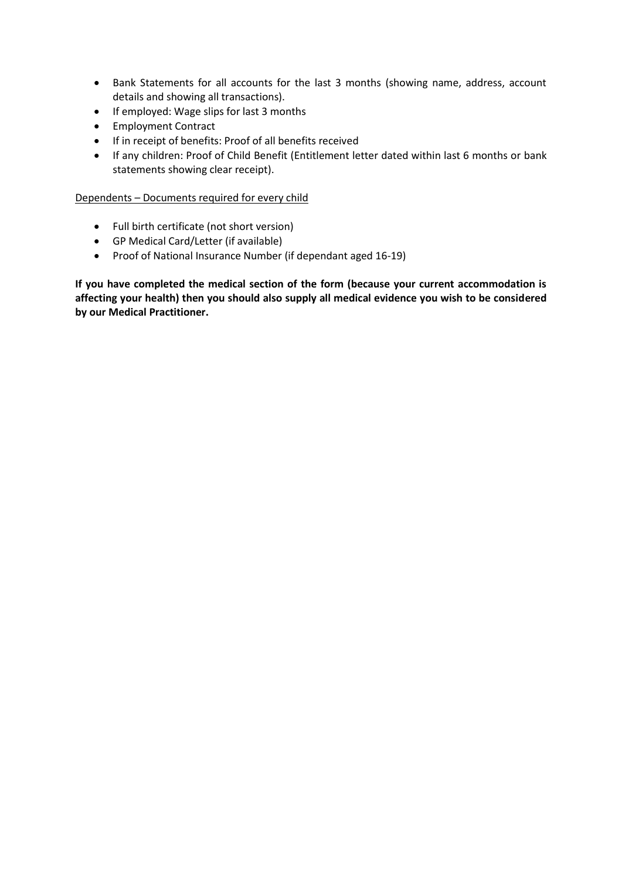- Bank Statements for all accounts for the last 3 months (showing name, address, account details and showing all transactions).
- If employed: Wage slips for last 3 months
- Employment Contract
- If in receipt of benefits: Proof of all benefits received
- If any children: Proof of Child Benefit (Entitlement letter dated within last 6 months or bank statements showing clear receipt).

<u>Dependents – Documents required for every child</u>

- Full birth certificate (not short version)
- GP Medical Card/Letter (if available)
- Proof of National Insurance Number (if dependant aged 16-19)

**If you have completed the medical section of the form (because your current accommodation is affecting your health) then you should also supply all medical evidence you wish to be considered by our Medical Practitioner.**